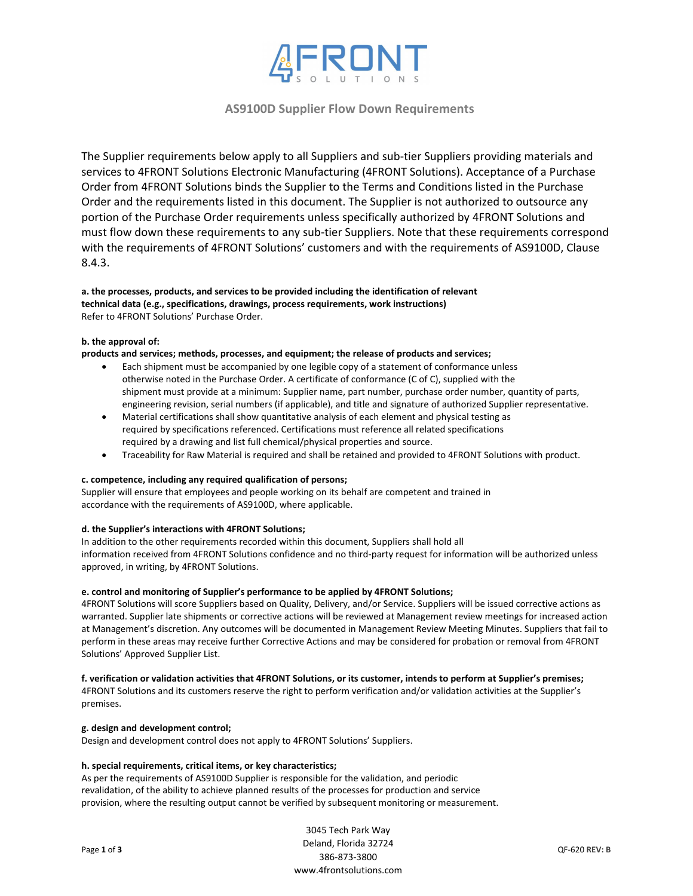# AS9100D Supplier Flow Down Requirements

The Supplier requirements below apply to all Suppliers and sub-tier Suppliers providing materials and services to 4FRONT Solutions Electronic Manufacturing (4FRONT Solutions). Acceptance of a Purchase Order from 4FRONT Solutions binds the Supplier to the Terms and Conditions listed in the Purchase Order and the requirements listed in this document. The Supplier is not authorized to outsource any portion of the Purchase Order requirements unless specifically authorized by 4FRONT Solutions and must flow down these requirements to any sub-tier Suppliers. Note that these requirements correspond with the requirements of 4FRONT Solutions' customers and with the requirements of AS9100D, Clause 8.4.3.

**a. the processes, products, and services to be provided including the identification of relevant technical data (e.g., specifications, drawings, process requirements, work instructions)**
Refer to 4FRONT Solutions' Purchase Order.

**b. the approval of:**
**products and services; methods, processes, and equipment; the release of products and services;**

- Each shipment must be accompanied by one legible copy of a statement of conformance unless otherwise noted in the Purchase Order. A certificate of conformance (C of C), supplied with the shipment must provide at a minimum: Supplier name, part number, purchase order number, quantity of parts, engineering revision, serial numbers (if applicable), and title and signature of authorized Supplier representative.
- Material certifications shall show quantitative analysis of each element and physical testing as required by specifications referenced. Certifications must reference all related specifications required by a drawing and list full chemical/physical properties and source.
- Traceability for Raw Material is required and shall be retained and provided to 4FRONT Solutions with product.

**c. competence, including any required qualification of persons;**
Supplier will ensure that employees and people working on its behalf are competent and trained in accordance with the requirements of AS9100D, where applicable.

**d. the Supplier's interactions with 4FRONT Solutions;**
In addition to the other requirements recorded within this document, Suppliers shall hold all information received from 4FRONT Solutions confidence and no third-party request for information will be authorized unless approved, in writing, by 4FRONT Solutions.

**e. control and monitoring of Supplier's performance to be applied by 4FRONT Solutions;**
4FRONT Solutions will score Suppliers based on Quality, Delivery, and/or Service. Suppliers will be issued corrective actions as warranted. Supplier late shipments or corrective actions will be reviewed at Management review meetings for increased action at Management's discretion. Any outcomes will be documented in Management Review Meeting Minutes. Suppliers that fail to perform in these areas may receive further Corrective Actions and may be considered for probation or removal from 4FRONT Solutions' Approved Supplier List.

**f. verification or validation activities that 4FRONT Solutions, or its customer, intends to perform at Supplier's premises;**
4FRONT Solutions and its customers reserve the right to perform verification and/or validation activities at the Supplier's premises.

**g. design and development control;**
Design and development control does not apply to 4FRONT Solutions' Suppliers.

**h. special requirements, critical items, or key characteristics;**
As per the requirements of AS9100D Supplier is responsible for the validation, and periodic revalidation, of the ability to achieve planned results of the processes for production and service provision, where the resulting output cannot be verified by subsequent monitoring or measurement.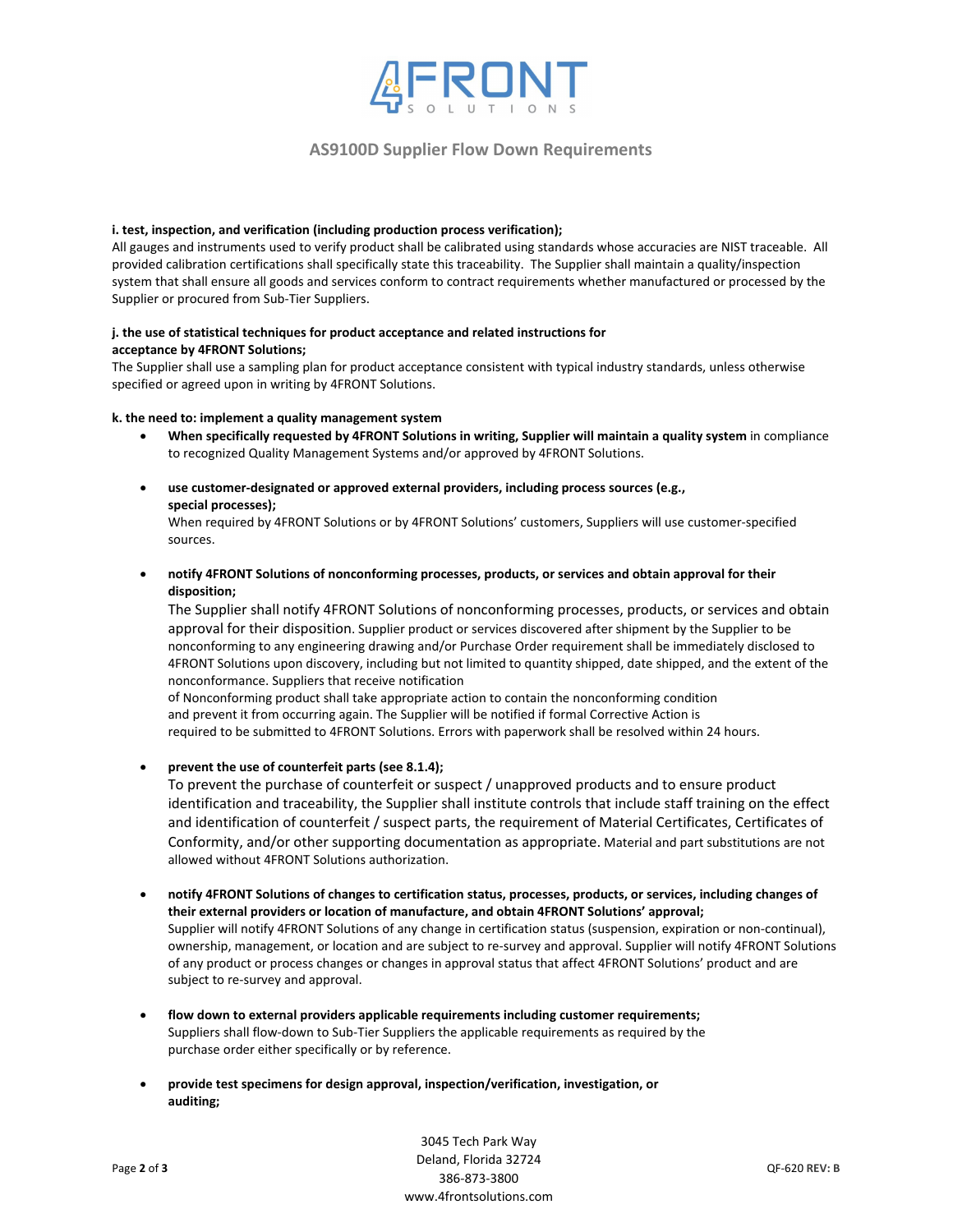**i. test, inspection, and verification (including production process verification);**
All gauges and instruments used to verify product shall be calibrated using standards whose accuracies are NIST traceable. All provided calibration certifications shall specifically state this traceability. The Supplier shall maintain a quality/inspection system that shall ensure all goods and services conform to contract requirements whether manufactured or processed by the Supplier or procured from Sub-Tier Suppliers.

**j. the use of statistical techniques for product acceptance and related instructions for acceptance by 4FRONT Solutions;**
The Supplier shall use a sampling plan for product acceptance consistent with typical industry standards, unless otherwise specified or agreed upon in writing by 4FRONT Solutions.

**k. the need to: implement a quality management system**

- **When specifically requested by 4FRONT Solutions in writing, Supplier will maintain a quality system** in compliance to recognized Quality Management Systems and/or approved by 4FRONT Solutions.

- **use customer-designated or approved external providers, including process sources (e.g., special processes);**
  When required by 4FRONT Solutions or by 4FRONT Solutions' customers, Suppliers will use customer-specified sources.

- **notify 4FRONT Solutions of nonconforming processes, products, or services and obtain approval for their disposition;**
  The Supplier shall notify 4FRONT Solutions of nonconforming processes, products, or services and obtain approval for their disposition. Supplier product or services discovered after shipment by the Supplier to be nonconforming to any engineering drawing and/or Purchase Order requirement shall be immediately disclosed to 4FRONT Solutions upon discovery, including but not limited to quantity shipped, date shipped, and the extent of the nonconformance. Suppliers that receive notification of Nonconforming product shall take appropriate action to contain the nonconforming condition and prevent it from occurring again. The Supplier will be notified if formal Corrective Action is required to be submitted to 4FRONT Solutions. Errors with paperwork shall be resolved within 24 hours.

- **prevent the use of counterfeit parts (see 8.1.4);**
  To prevent the purchase of counterfeit or suspect / unapproved products and to ensure product identification and traceability, the Supplier shall institute controls that include staff training on the effect and identification of counterfeit / suspect parts, the requirement of Material Certificates, Certificates of Conformity, and/or other supporting documentation as appropriate. Material and part substitutions are not allowed without 4FRONT Solutions authorization.

- **notify 4FRONT Solutions of changes to certification status, processes, products, or services, including changes of their external providers or location of manufacture, and obtain 4FRONT Solutions' approval;**
  Supplier will notify 4FRONT Solutions of any change in certification status (suspension, expiration or non-continual), ownership, management, or location and are subject to re-survey and approval. Supplier will notify 4FRONT Solutions of any product or process changes or changes in approval status that affect 4FRONT Solutions' product and are subject to re-survey and approval.

- **flow down to external providers applicable requirements including customer requirements;**
  Suppliers shall flow-down to Sub-Tier Suppliers the applicable requirements as required by the purchase order either specifically or by reference.

- **provide test specimens for design approval, inspection/verification, investigation, or auditing;**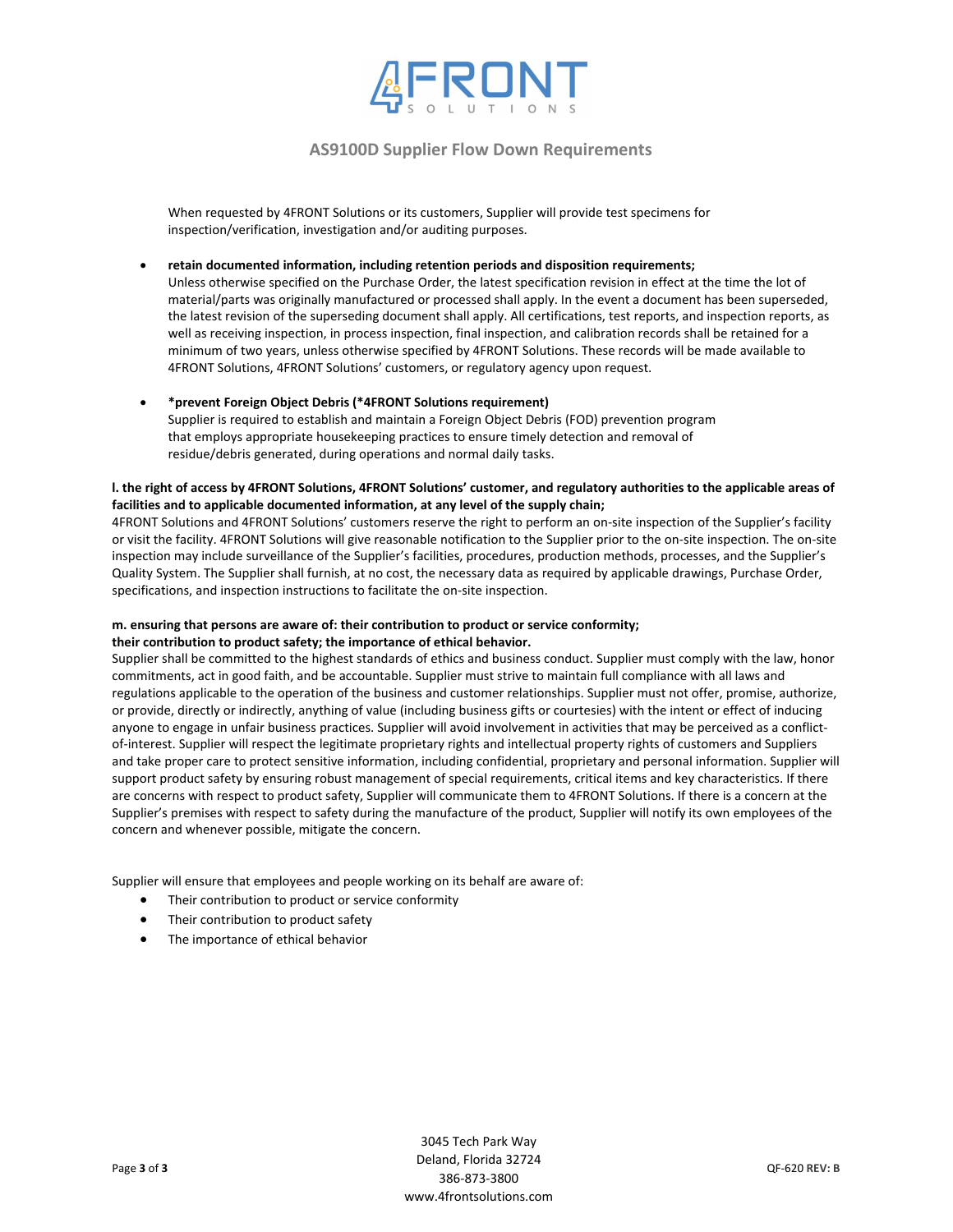When requested by 4FRONT Solutions or its customers, Supplier will provide test specimens for inspection/verification, investigation and/or auditing purposes.

- **retain documented information, including retention periods and disposition requirements;**
  Unless otherwise specified on the Purchase Order, the latest specification revision in effect at the time the lot of material/parts was originally manufactured or processed shall apply. In the event a document has been superseded, the latest revision of the superseding document shall apply. All certifications, test reports, and inspection reports, as well as receiving inspection, in process inspection, final inspection, and calibration records shall be retained for a minimum of two years, unless otherwise specified by 4FRONT Solutions. These records will be made available to 4FRONT Solutions, 4FRONT Solutions' customers, or regulatory agency upon request.

- **\*prevent Foreign Object Debris (\*4FRONT Solutions requirement)**
  Supplier is required to establish and maintain a Foreign Object Debris (FOD) prevention program that employs appropriate housekeeping practices to ensure timely detection and removal of residue/debris generated, during operations and normal daily tasks.

**l. the right of access by 4FRONT Solutions, 4FRONT Solutions' customer, and regulatory authorities to the applicable areas of facilities and to applicable documented information, at any level of the supply chain;**

4FRONT Solutions and 4FRONT Solutions' customers reserve the right to perform an on-site inspection of the Supplier's facility or visit the facility. 4FRONT Solutions will give reasonable notification to the Supplier prior to the on-site inspection. The on-site inspection may include surveillance of the Supplier's facilities, procedures, production methods, processes, and the Supplier's Quality System. The Supplier shall furnish, at no cost, the necessary data as required by applicable drawings, Purchase Order, specifications, and inspection instructions to facilitate the on-site inspection.

**m. ensuring that persons are aware of: their contribution to product or service conformity; their contribution to product safety; the importance of ethical behavior.**

Supplier shall be committed to the highest standards of ethics and business conduct. Supplier must comply with the law, honor commitments, act in good faith, and be accountable. Supplier must strive to maintain full compliance with all laws and regulations applicable to the operation of the business and customer relationships. Supplier must not offer, promise, authorize, or provide, directly or indirectly, anything of value (including business gifts or courtesies) with the intent or effect of inducing anyone to engage in unfair business practices. Supplier will avoid involvement in activities that may be perceived as a conflict-of-interest. Supplier will respect the legitimate proprietary rights and intellectual property rights of customers and Suppliers and take proper care to protect sensitive information, including confidential, proprietary and personal information. Supplier will support product safety by ensuring robust management of special requirements, critical items and key characteristics. If there are concerns with respect to product safety, Supplier will communicate them to 4FRONT Solutions. If there is a concern at the Supplier's premises with respect to safety during the manufacture of the product, Supplier will notify its own employees of the concern and whenever possible, mitigate the concern.

Supplier will ensure that employees and people working on its behalf are aware of:

- Their contribution to product or service conformity
- Their contribution to product safety
- The importance of ethical behavior